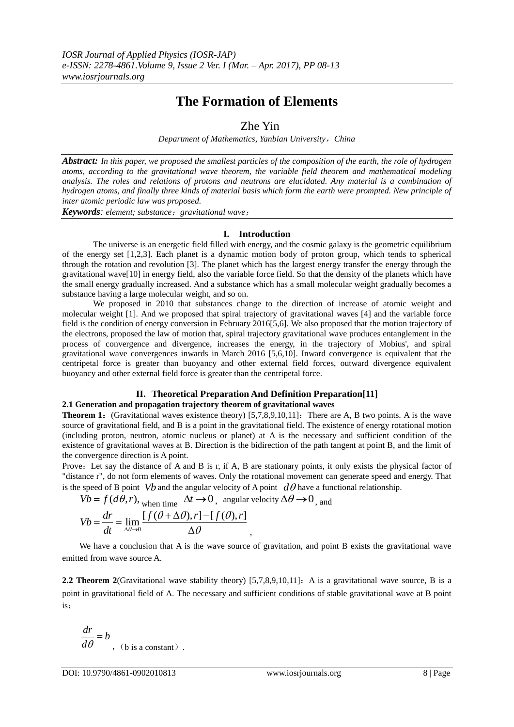# The Formation of Elements

Zhe Yin

*Department of Mathematics, Yanbian University，China*

***Abstract:*** *In this paper, we proposed the smallest particles of the composition of the earth, the role of hydrogen atoms, according to the gravitational wave theorem, the variable field theorem and mathematical modeling analysis. The roles and relations of protons and neutrons are elucidated. Any material is a combination of hydrogen atoms, and finally three kinds of material basis which form the earth were prompted. New principle of inter atomic periodic law was proposed.*

***Keywords****: element; substance；gravitational wave；*

## I. Introduction

The universe is an energetic field filled with energy, and the cosmic galaxy is the geometric equilibrium of the energy set [1,2,3]. Each planet is a dynamic motion body of proton group, which tends to spherical through the rotation and revolution [3]. The planet which has the largest energy transfer the energy through the gravitational wave[10] in energy field, also the variable force field. So that the density of the planets which have the small energy gradually increased. And a substance which has a small molecular weight gradually becomes a substance having a large molecular weight, and so on.

We proposed in 2010 that substances change to the direction of increase of atomic weight and molecular weight [1]. And we proposed that spiral trajectory of gravitational waves [4] and the variable force field is the condition of energy conversion in February 2016[5,6]. We also proposed that the motion trajectory of the electrons, proposed the law of motion that, spiral trajectory gravitational wave produces entanglement in the process of convergence and divergence, increases the energy, in the trajectory of Mobius', and spiral gravitational wave convergences inwards in March 2016 [5,6,10]. Inward convergence is equivalent that the centripetal force is greater than buoyancy and other external field forces, outward divergence equivalent buoyancy and other external field force is greater than the centripetal force.

## II. Theoretical Preparation And Definition Preparation[11]

### 2.1 Generation and propagation trajectory theorem of gravitational waves

**Theorem 1**：(Gravitational waves existence theory) [5,7,8,9,10,11]：There are A, B two points. A is the wave source of gravitational field, and B is a point in the gravitational field. The existence of energy rotational motion (including proton, neutron, atomic nucleus or planet) at A is the necessary and sufficient condition of the existence of gravitational waves at B. Direction is the bidirection of the path tangent at point B, and the limit of the convergence direction is A point.

Prove：Let say the distance of A and B is r, if A, B are stationary points, it only exists the physical factor of "distance r", do not form elements of waves. Only the rotational movement can generate speed and energy. That is the speed of B point $Vb$ and the angular velocity of A point $d\theta$ have a functional relationship.

$Vb = f(d\theta, r)$, when time $\Delta t \to 0$, angular velocity $\Delta\theta \to 0$, and

$$Vb = \frac{dr}{dt} = \lim_{\Delta\theta \to 0} \frac{[f(\theta+\Delta\theta), r] - [f(\theta), r]}{\Delta\theta},$$

We have a conclusion that A is the wave source of gravitation, and point B exists the gravitational wave emitted from wave source A.

**2.2 Theorem 2**(Gravitational wave stability theory) [5,7,8,9,10,11]：A is a gravitational wave source, B is a point in gravitational field of A. The necessary and sufficient conditions of stable gravitational wave at B point is：

$$\frac{dr}{d\theta} = b$$

，（b is a constant）.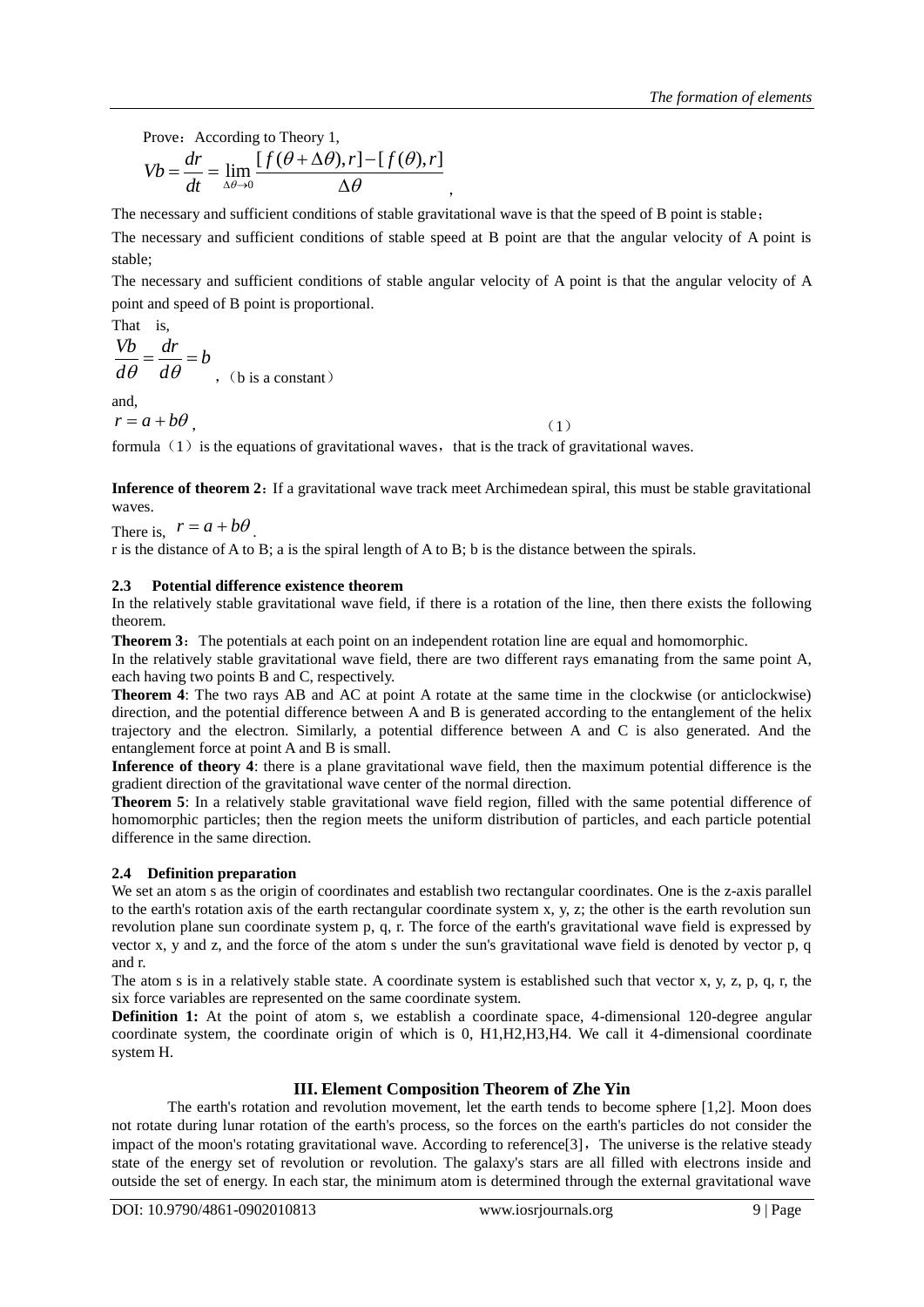Prove：According to Theory 1,

$$Vb = \frac{dr}{dt} = \lim_{\Delta\theta \to 0} \frac{[f(\theta + \Delta\theta), r] - [f(\theta), r]}{\Delta\theta},$$

The necessary and sufficient conditions of stable gravitational wave is that the speed of B point is stable；

The necessary and sufficient conditions of stable speed at B point are that the angular velocity of A point is stable;

The necessary and sufficient conditions of stable angular velocity of A point is that the angular velocity of A point and speed of B point is proportional.

That is,

$$\frac{Vb}{d\theta} = \frac{dr}{d\theta} = b$$

，（b is a constant）

and,

$$r = a + b\theta, \qquad (1)$$

formula（1）is the equations of gravitational waves，that is the track of gravitational waves.

**Inference of theorem 2**：If a gravitational wave track meet Archimedean spiral, this must be stable gravitational waves.

There is, $r = a + b\theta$.

r is the distance of A to B; a is the spiral length of A to B; b is the distance between the spirals.

### 2.3 Potential difference existence theorem

In the relatively stable gravitational wave field, if there is a rotation of the line, then there exists the following theorem.

**Theorem 3**：The potentials at each point on an independent rotation line are equal and homomorphic.

In the relatively stable gravitational wave field, there are two different rays emanating from the same point A, each having two points B and C, respectively.

**Theorem 4**: The two rays AB and AC at point A rotate at the same time in the clockwise (or anticlockwise) direction, and the potential difference between A and B is generated according to the entanglement of the helix trajectory and the electron. Similarly, a potential difference between A and C is also generated. And the entanglement force at point A and B is small.

**Inference of theory 4**: there is a plane gravitational wave field, then the maximum potential difference is the gradient direction of the gravitational wave center of the normal direction.

**Theorem 5**: In a relatively stable gravitational wave field region, filled with the same potential difference of homomorphic particles; then the region meets the uniform distribution of particles, and each particle potential difference in the same direction.

### 2.4 Definition preparation

We set an atom s as the origin of coordinates and establish two rectangular coordinates. One is the z-axis parallel to the earth's rotation axis of the earth rectangular coordinate system x, y, z; the other is the earth revolution sun revolution plane sun coordinate system p, q, r. The force of the earth's gravitational wave field is expressed by vector x, y and z, and the force of the atom s under the sun's gravitational wave field is denoted by vector p, q and r.

The atom s is in a relatively stable state. A coordinate system is established such that vector x, y, z, p, q, r, the six force variables are represented on the same coordinate system.

**Definition 1:** At the point of atom s, we establish a coordinate space, 4-dimensional 120-degree angular coordinate system, the coordinate origin of which is 0, H1,H2,H3,H4. We call it 4-dimensional coordinate system H.

## III. Element Composition Theorem of Zhe Yin

The earth's rotation and revolution movement, let the earth tends to become sphere [1,2]. Moon does not rotate during lunar rotation of the earth's process, so the forces on the earth's particles do not consider the impact of the moon's rotating gravitational wave. According to reference[3]，The universe is the relative steady state of the energy set of revolution or revolution. The galaxy's stars are all filled with electrons inside and outside the set of energy. In each star, the minimum atom is determined through the external gravitational wave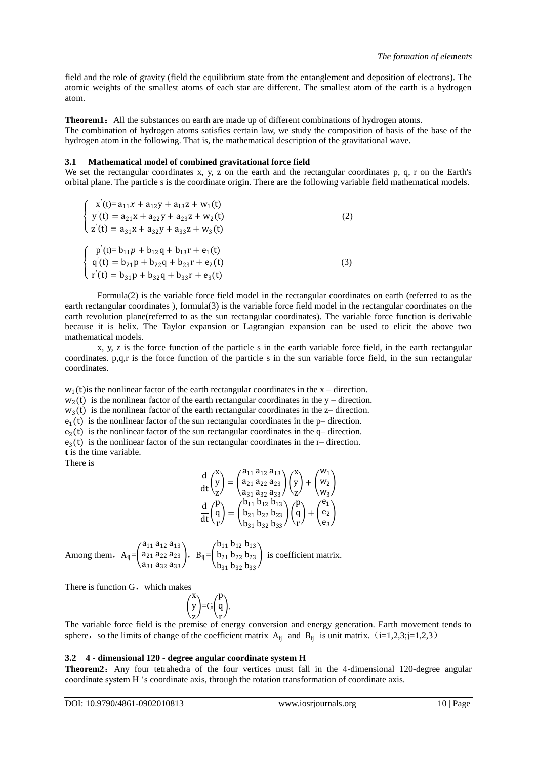field and the role of gravity (field the equilibrium state from the entanglement and deposition of electrons). The atomic weights of the smallest atoms of each star are different. The smallest atom of the earth is a hydrogen atom.

**Theorem1**：All the substances on earth are made up of different combinations of hydrogen atoms.
The combination of hydrogen atoms satisfies certain law, we study the composition of basis of the base of the hydrogen atom in the following. That is, the mathematical description of the gravitational wave.

### 3.1 Mathematical model of combined gravitational force field

We set the rectangular coordinates x, y, z on the earth and the rectangular coordinates p, q, r on the Earth's orbital plane. The particle s is the coordinate origin. There are the following variable field mathematical models.

$$\begin{cases} x'(t) = a_{11}x + a_{12}y + a_{13}z + w_1(t) \\ y'(t) = a_{21}x + a_{22}y + a_{23}z + w_2(t) \\ z'(t) = a_{31}x + a_{32}y + a_{33}z + w_3(t) \end{cases} \quad (2)$$

$$\begin{cases} p'(t) = b_{11}p + b_{12}q + b_{13}r + e_1(t) \\ q'(t) = b_{21}p + b_{22}q + b_{23}r + e_2(t) \\ r'(t) = b_{31}p + b_{32}q + b_{33}r + e_3(t) \end{cases} \quad (3)$$

Formula(2) is the variable force field model in the rectangular coordinates on earth (referred to as the earth rectangular coordinates ), formula(3) is the variable force field model in the rectangular coordinates on the earth revolution plane(referred to as the sun rectangular coordinates). The variable force function is derivable because it is helix. The Taylor expansion or Lagrangian expansion can be used to elicit the above two mathematical models.

x, y, z is the force function of the particle s in the earth variable force field, in the earth rectangular coordinates. p,q,r is the force function of the particle s in the sun variable force field, in the sun rectangular coordinates.

$w_1(t)$is the nonlinear factor of the earth rectangular coordinates in the x – direction.
$w_2(t)$ is the nonlinear factor of the earth rectangular coordinates in the y – direction.
$w_3(t)$ is the nonlinear factor of the earth rectangular coordinates in the z– direction.
$e_1(t)$ is the nonlinear factor of the sun rectangular coordinates in the p– direction.
$e_2(t)$ is the nonlinear factor of the sun rectangular coordinates in the q– direction.
$e_3(t)$ is the nonlinear factor of the sun rectangular coordinates in the r– direction.
**t** is the time variable.
There is

$$\frac{d}{dt}\begin{pmatrix} x \\ y \\ z \end{pmatrix} = \begin{pmatrix} a_{11}\ a_{12}\ a_{13} \\ a_{21}\ a_{22}\ a_{23} \\ a_{31}\ a_{32}\ a_{33} \end{pmatrix}\begin{pmatrix} x \\ y \\ z \end{pmatrix} + \begin{pmatrix} w_1 \\ w_2 \\ w_3 \end{pmatrix}$$

$$\frac{d}{dt}\begin{pmatrix} p \\ q \\ r \end{pmatrix} = \begin{pmatrix} b_{11}\ b_{12}\ b_{13} \\ b_{21}\ b_{22}\ b_{23} \\ b_{31}\ b_{32}\ b_{33} \end{pmatrix}\begin{pmatrix} p \\ q \\ r \end{pmatrix} + \begin{pmatrix} e_1 \\ e_2 \\ e_3 \end{pmatrix}$$

Among them，$A_{ij} = \begin{pmatrix} a_{11}\ a_{12}\ a_{13} \\ a_{21}\ a_{22}\ a_{23} \\ a_{31}\ a_{32}\ a_{33} \end{pmatrix}$， $B_{ij} = \begin{pmatrix} b_{11}\ b_{12}\ b_{13} \\ b_{21}\ b_{22}\ b_{23} \\ b_{31}\ b_{32}\ b_{33} \end{pmatrix}$ is coefficient matrix.

There is function G，which makes

$$\begin{pmatrix} x \\ y \\ z \end{pmatrix} = G\begin{pmatrix} p \\ q \\ r \end{pmatrix}.$$

The variable force field is the premise of energy conversion and energy generation. Earth movement tends to sphere，so the limits of change of the coefficient matrix $A_{ij}$ and $B_{ij}$ is unit matrix.（i=1,2,3;j=1,2,3）

### 3.2 4 - dimensional 120 - degree angular coordinate system H

**Theorem2**：Any four tetrahedra of the four vertices must fall in the 4-dimensional 120-degree angular coordinate system H ‘s coordinate axis, through the rotation transformation of coordinate axis.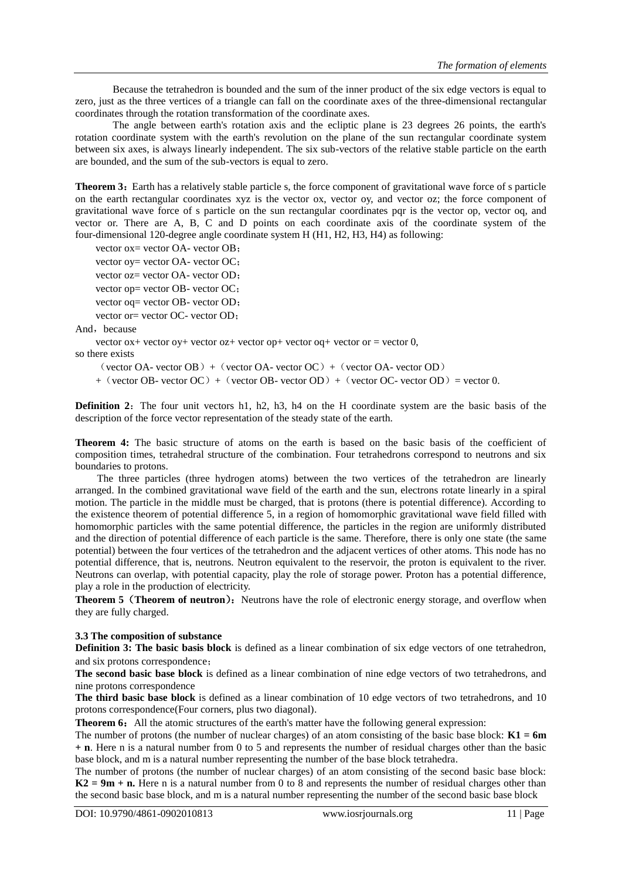Because the tetrahedron is bounded and the sum of the inner product of the six edge vectors is equal to zero, just as the three vertices of a triangle can fall on the coordinate axes of the three-dimensional rectangular coordinates through the rotation transformation of the coordinate axes.

The angle between earth's rotation axis and the ecliptic plane is 23 degrees 26 points, the earth's rotation coordinate system with the earth's revolution on the plane of the sun rectangular coordinate system between six axes, is always linearly independent. The six sub-vectors of the relative stable particle on the earth are bounded, and the sum of the sub-vectors is equal to zero.

**Theorem 3**：Earth has a relatively stable particle s, the force component of gravitational wave force of s particle on the earth rectangular coordinates xyz is the vector ox, vector oy, and vector oz; the force component of gravitational wave force of s particle on the sun rectangular coordinates pqr is the vector op, vector oq, and vector or. There are A, B, C and D points on each coordinate axis of the coordinate system of the four-dimensional 120-degree angle coordinate system H (H1, H2, H3, H4) as following:

vector ox= vector OA- vector OB；

vector oy= vector OA- vector OC；

vector oz= vector OA- vector OD；

vector op= vector OB- vector OC；

vector oq= vector OB- vector OD；

vector or= vector OC- vector OD；

And，because

vector ox+ vector oy+ vector oz+ vector op+ vector oq+ vector or = vector 0,

so there exists

（vector OA- vector OB）+（vector OA- vector OC）+（vector OA- vector OD）

+（vector OB- vector OC）+（vector OB- vector OD）+（vector OC- vector OD）= vector 0.

**Definition 2**：The four unit vectors h1, h2, h3, h4 on the H coordinate system are the basic basis of the description of the force vector representation of the steady state of the earth.

**Theorem 4:** The basic structure of atoms on the earth is based on the basic basis of the coefficient of composition times, tetrahedral structure of the combination. Four tetrahedrons correspond to neutrons and six boundaries to protons.

The three particles (three hydrogen atoms) between the two vertices of the tetrahedron are linearly arranged. In the combined gravitational wave field of the earth and the sun, electrons rotate linearly in a spiral motion. The particle in the middle must be charged, that is protons (there is potential difference). According to the existence theorem of potential difference 5, in a region of homomorphic gravitational wave field filled with homomorphic particles with the same potential difference, the particles in the region are uniformly distributed and the direction of potential difference of each particle is the same. Therefore, there is only one state (the same potential) between the four vertices of the tetrahedron and the adjacent vertices of other atoms. This node has no potential difference, that is, neutrons. Neutron equivalent to the reservoir, the proton is equivalent to the river. Neutrons can overlap, with potential capacity, play the role of storage power. Proton has a potential difference, play a role in the production of electricity.

**Theorem 5（Theorem of neutron）**：Neutrons have the role of electronic energy storage, and overflow when they are fully charged.

### 3.3 The composition of substance

**Definition 3: The basic basis block** is defined as a linear combination of six edge vectors of one tetrahedron, and six protons correspondence；

**The second basic base block** is defined as a linear combination of nine edge vectors of two tetrahedrons, and nine protons correspondence

**The third basic base block** is defined as a linear combination of 10 edge vectors of two tetrahedrons, and 10 protons correspondence(Four corners, plus two diagonal).

**Theorem 6**：All the atomic structures of the earth's matter have the following general expression:

The number of protons (the number of nuclear charges) of an atom consisting of the basic base block: $\mathbf{K1 = 6m + n}$. Here n is a natural number from 0 to 5 and represents the number of residual charges other than the basic base block, and m is a natural number representing the number of the base block tetrahedra.

The number of protons (the number of nuclear charges) of an atom consisting of the second basic base block: $\mathbf{K2 = 9m + n}$. Here n is a natural number from 0 to 8 and represents the number of residual charges other than the second basic base block, and m is a natural number representing the number of the second basic base block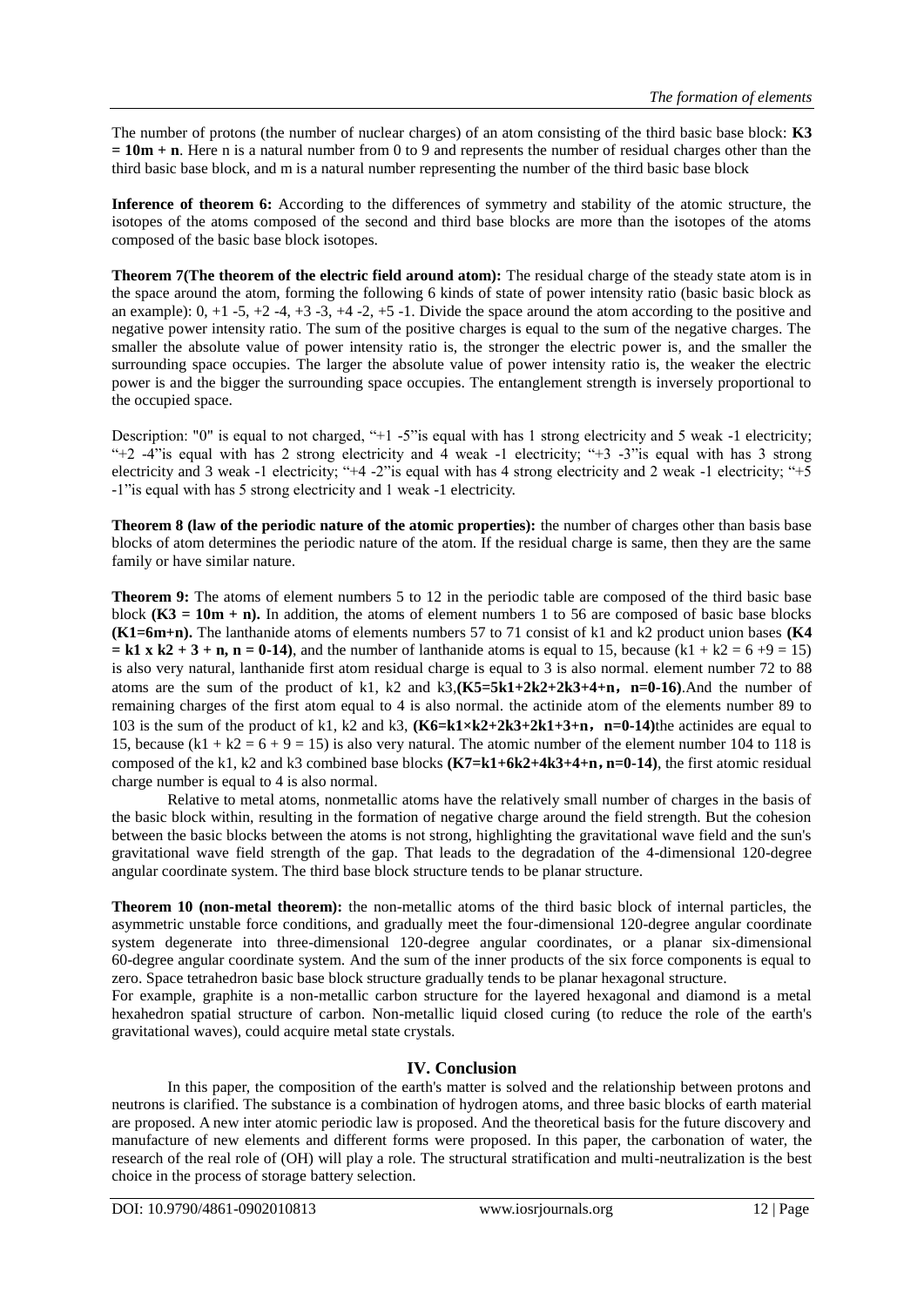The number of protons (the number of nuclear charges) of an atom consisting of the third basic base block: $\mathbf{K3 = 10m + n}$. Here n is a natural number from 0 to 9 and represents the number of residual charges other than the third basic base block, and m is a natural number representing the number of the third basic base block

**Inference of theorem 6:** According to the differences of symmetry and stability of the atomic structure, the isotopes of the atoms composed of the second and third base blocks are more than the isotopes of the atoms composed of the basic base block isotopes.

**Theorem 7(The theorem of the electric field around atom):** The residual charge of the steady state atom is in the space around the atom, forming the following 6 kinds of state of power intensity ratio (basic basic block as an example): 0, +1 -5, +2 -4, +3 -3, +4 -2, +5 -1. Divide the space around the atom according to the positive and negative power intensity ratio. The sum of the positive charges is equal to the sum of the negative charges. The smaller the absolute value of power intensity ratio is, the stronger the electric power is, and the smaller the surrounding space occupies. The larger the absolute value of power intensity ratio is, the weaker the electric power is and the bigger the surrounding space occupies. The entanglement strength is inversely proportional to the occupied space.

Description: "0" is equal to not charged, "+1 -5"is equal with has 1 strong electricity and 5 weak -1 electricity; "+2 -4"is equal with has 2 strong electricity and 4 weak -1 electricity; "+3 -3"is equal with has 3 strong electricity and 3 weak -1 electricity; "+4 -2"is equal with has 4 strong electricity and 2 weak -1 electricity; "+5 -1"is equal with has 5 strong electricity and 1 weak -1 electricity.

**Theorem 8 (law of the periodic nature of the atomic properties):** the number of charges other than basis base blocks of atom determines the periodic nature of the atom. If the residual charge is same, then they are the same family or have similar nature.

**Theorem 9:** The atoms of element numbers 5 to 12 in the periodic table are composed of the third basic base block $\mathbf{(K3 = 10m + n)}$. In addition, the atoms of element numbers 1 to 56 are composed of basic base blocks $\mathbf{(K1{=}6m{+}n)}$. The lanthanide atoms of elements numbers 57 to 71 consist of k1 and k2 product union bases $\mathbf{(K4 = k1 \times k2 + 3 + n, n = 0\text{-}14)}$, and the number of lanthanide atoms is equal to 15, because ($k1 + k2 = 6 + 9 = 15$) is also very natural, lanthanide first atom residual charge is equal to 3 is also normal. element number 72 to 88 atoms are the sum of the product of k1, k2 and k3,$\mathbf{(K5{=}5k1{+}2k2{+}2k3{+}4{+}n，n{=}0\text{-}16)}$.And the number of remaining charges of the first atom equal to 4 is also normal. the actinide atom of the elements number 89 to 103 is the sum of the product of k1, k2 and k3, $\mathbf{(K6{=}k1{\times}k2{+}2k3{+}2k1{+}3{+}n，n{=}0\text{-}14)}$the actinides are equal to 15, because ($k1 + k2 = 6 + 9 = 15$) is also very natural. The atomic number of the element number 104 to 118 is composed of the k1, k2 and k3 combined base blocks $\mathbf{(K7{=}k1{+}6k2{+}4k3{+}4{+}n，n{=}0\text{-}14)}$, the first atomic residual charge number is equal to 4 is also normal.

Relative to metal atoms, nonmetallic atoms have the relatively small number of charges in the basis of the basic block within, resulting in the formation of negative charge around the field strength. But the cohesion between the basic blocks between the atoms is not strong, highlighting the gravitational wave field and the sun's gravitational wave field strength of the gap. That leads to the degradation of the 4-dimensional 120-degree angular coordinate system. The third base block structure tends to be planar structure.

**Theorem 10 (non-metal theorem):** the non-metallic atoms of the third basic block of internal particles, the asymmetric unstable force conditions, and gradually meet the four-dimensional 120-degree angular coordinate system degenerate into three-dimensional 120-degree angular coordinates, or a planar six-dimensional 60-degree angular coordinate system. And the sum of the inner products of the six force components is equal to zero. Space tetrahedron basic base block structure gradually tends to be planar hexagonal structure.

For example, graphite is a non-metallic carbon structure for the layered hexagonal and diamond is a metal hexahedron spatial structure of carbon. Non-metallic liquid closed curing (to reduce the role of the earth's gravitational waves), could acquire metal state crystals.

## IV. Conclusion

In this paper, the composition of the earth's matter is solved and the relationship between protons and neutrons is clarified. The substance is a combination of hydrogen atoms, and three basic blocks of earth material are proposed. A new inter atomic periodic law is proposed. And the theoretical basis for the future discovery and manufacture of new elements and different forms were proposed. In this paper, the carbonation of water, the research of the real role of (OH) will play a role. The structural stratification and multi-neutralization is the best choice in the process of storage battery selection.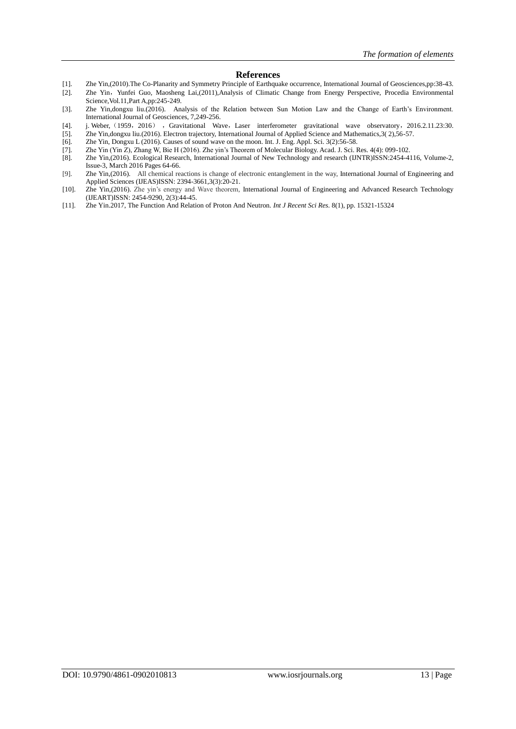## References

[1]. Zhe Yin,(2010).The Co-Planarity and Symmetry Principle of Earthquake occurrence, International Journal of Geosciences,pp:38-43.

[2]. Zhe Yin，Yunfei Guo, Maosheng Lai,(2011),Analysis of Climatic Change from Energy Perspective, Procedia Environmental Science,Vol.11,Part A,pp:245-249.

[3]. Zhe Yin,dongxu liu.(2016). Analysis of the Relation between Sun Motion Law and the Change of Earth's Environment. International Journal of Geosciences, 7,249-256.

[4]. j. Weber,（1959，2016），Gravitational Wave，Laser interferometer gravitational wave observatory，2016.2.11.23:30.

[5]. Zhe Yin,dongxu liu.(2016). Electron trajectory, International Journal of Applied Science and Mathematics,3( 2),56-57.

[6]. Zhe Yin, Dongxu L (2016). Causes of sound wave on the moon. Int. J. Eng. Appl. Sci. 3(2):56-58.

[7]. Zhe Yin (Yin Z), Zhang W, Bie H (2016). Zhe yin's Theorem of Molecular Biology. Acad. J. Sci. Res. 4(4): 099-102.

[8]. Zhe Yin,(2016). Ecological Research, International Journal of New Technology and research (IJNTR)ISSN:2454-4116, Volume-2, Issue-3, March 2016 Pages 64-66.

[9]. Zhe Yin,(2016). All chemical reactions is change of electronic entanglement in the way, International Journal of Engineering and Applied Sciences (IJEAS)ISSN: 2394-3661,3(3):20-21.

[10]. Zhe Yin,(2016). Zhe yin's energy and Wave theorem, International Journal of Engineering and Advanced Research Technology (IJEART)ISSN: 2454-9290, 2(3):44-45.

[11]. Zhe Yin.2017, The Function And Relation of Proton And Neutron. *Int J Recent Sci Res*. 8(1), pp. 15321-15324